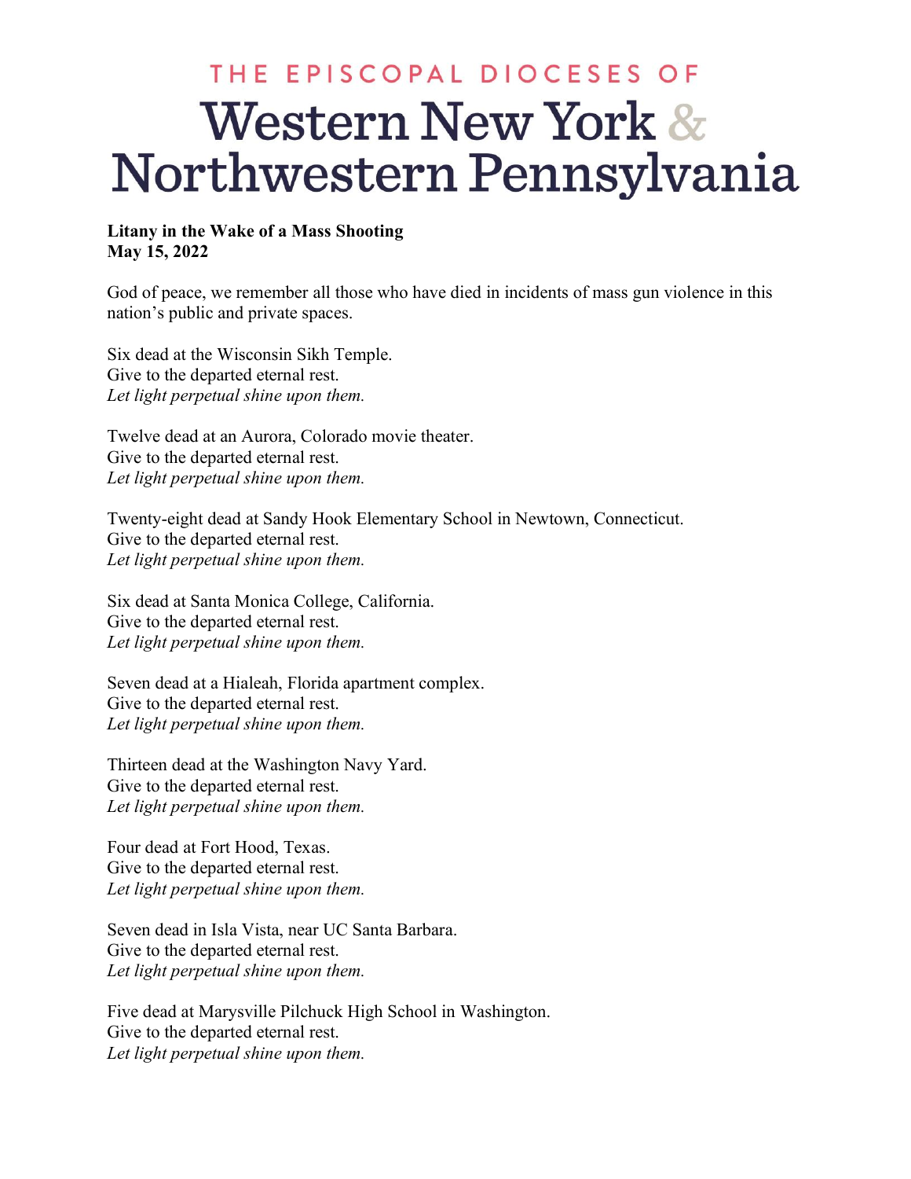THE EPISCOPAL DIOCESES OF

# Western New York & Northwestern Pennsylvania

**Litany in the Wake of a Mass Shooting**
**May 15, 2022**

God of peace, we remember all those who have died in incidents of mass gun violence in this nation's public and private spaces.

Six dead at the Wisconsin Sikh Temple.
Give to the departed eternal rest.
*Let light perpetual shine upon them.*

Twelve dead at an Aurora, Colorado movie theater.
Give to the departed eternal rest.
*Let light perpetual shine upon them.*

Twenty-eight dead at Sandy Hook Elementary School in Newtown, Connecticut.
Give to the departed eternal rest.
*Let light perpetual shine upon them.*

Six dead at Santa Monica College, California.
Give to the departed eternal rest.
*Let light perpetual shine upon them.*

Seven dead at a Hialeah, Florida apartment complex.
Give to the departed eternal rest.
*Let light perpetual shine upon them.*

Thirteen dead at the Washington Navy Yard.
Give to the departed eternal rest.
*Let light perpetual shine upon them.*

Four dead at Fort Hood, Texas.
Give to the departed eternal rest.
*Let light perpetual shine upon them.*

Seven dead in Isla Vista, near UC Santa Barbara.
Give to the departed eternal rest.
*Let light perpetual shine upon them.*

Five dead at Marysville Pilchuck High School in Washington.
Give to the departed eternal rest.
*Let light perpetual shine upon them.*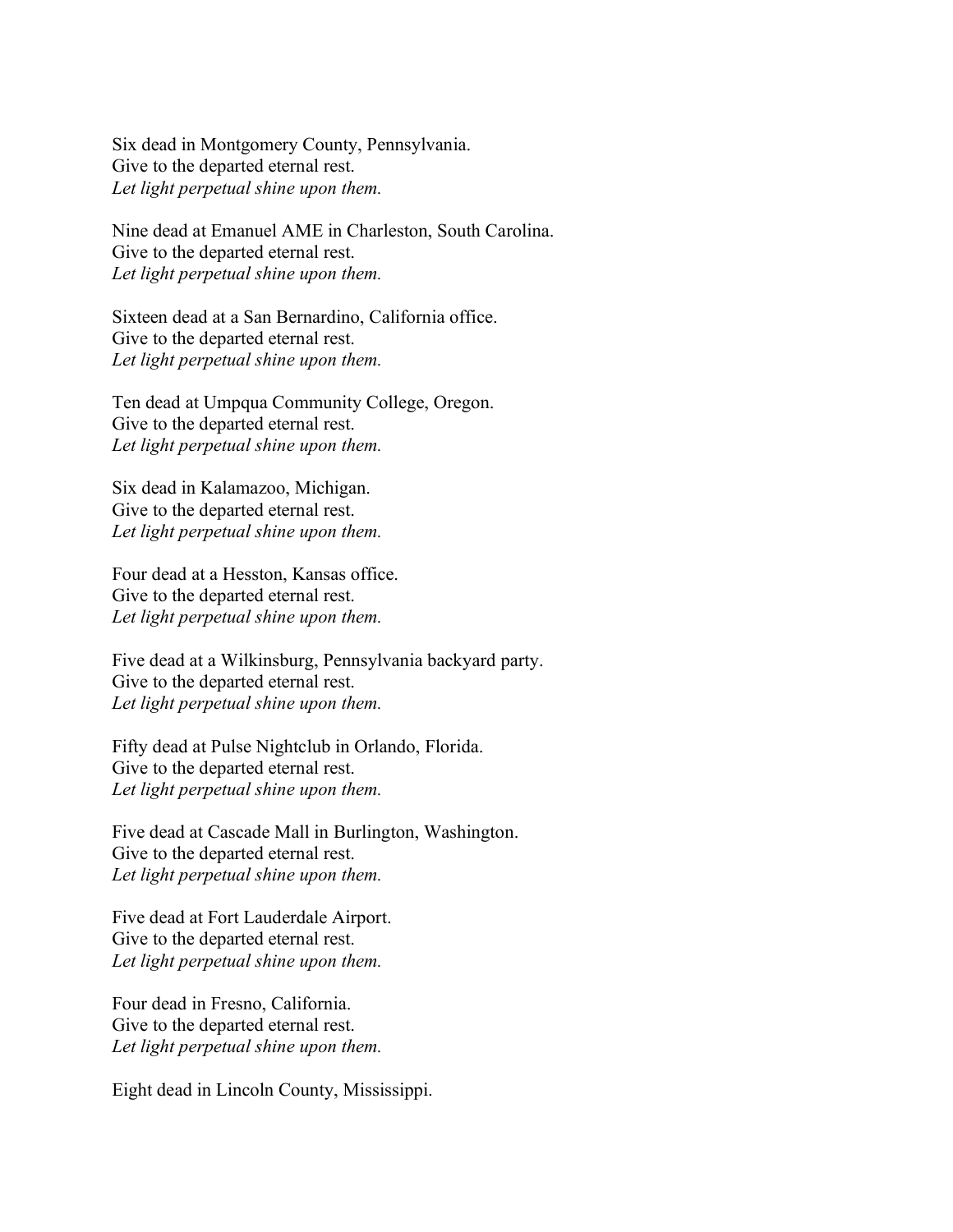Six dead in Montgomery County, Pennsylvania.
Give to the departed eternal rest.
*Let light perpetual shine upon them.*

Nine dead at Emanuel AME in Charleston, South Carolina.
Give to the departed eternal rest.
*Let light perpetual shine upon them.*

Sixteen dead at a San Bernardino, California office.
Give to the departed eternal rest.
*Let light perpetual shine upon them.*

Ten dead at Umpqua Community College, Oregon.
Give to the departed eternal rest.
*Let light perpetual shine upon them.*

Six dead in Kalamazoo, Michigan.
Give to the departed eternal rest.
*Let light perpetual shine upon them.*

Four dead at a Hesston, Kansas office.
Give to the departed eternal rest.
*Let light perpetual shine upon them.*

Five dead at a Wilkinsburg, Pennsylvania backyard party.
Give to the departed eternal rest.
*Let light perpetual shine upon them.*

Fifty dead at Pulse Nightclub in Orlando, Florida.
Give to the departed eternal rest.
*Let light perpetual shine upon them.*

Five dead at Cascade Mall in Burlington, Washington.
Give to the departed eternal rest.
*Let light perpetual shine upon them.*

Five dead at Fort Lauderdale Airport.
Give to the departed eternal rest.
*Let light perpetual shine upon them.*

Four dead in Fresno, California.
Give to the departed eternal rest.
*Let light perpetual shine upon them.*

Eight dead in Lincoln County, Mississippi.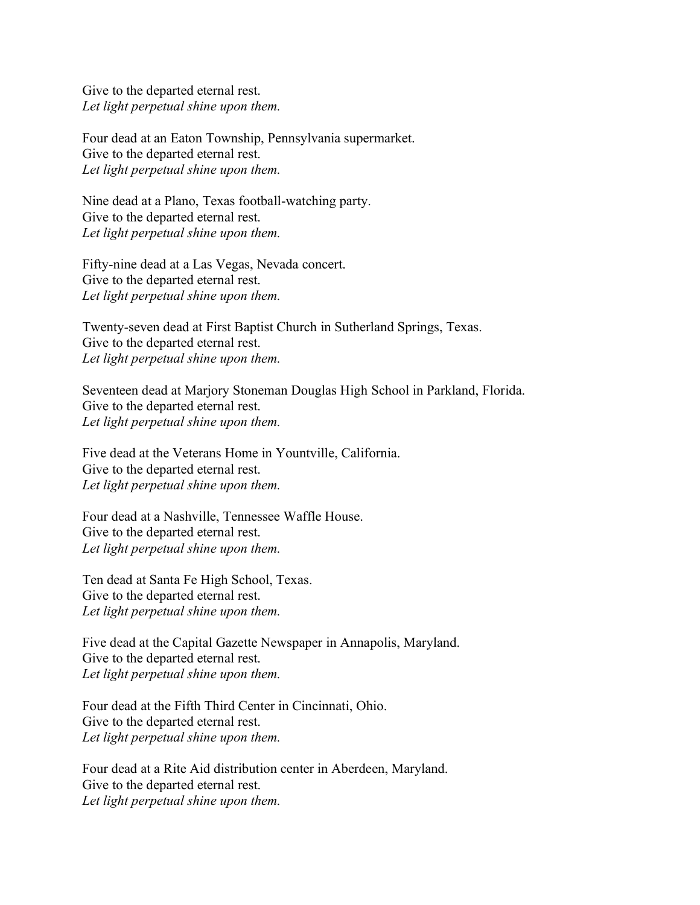Give to the departed eternal rest.
*Let light perpetual shine upon them.*

Four dead at an Eaton Township, Pennsylvania supermarket.
Give to the departed eternal rest.
*Let light perpetual shine upon them.*

Nine dead at a Plano, Texas football-watching party.
Give to the departed eternal rest.
*Let light perpetual shine upon them.*

Fifty-nine dead at a Las Vegas, Nevada concert.
Give to the departed eternal rest.
*Let light perpetual shine upon them.*

Twenty-seven dead at First Baptist Church in Sutherland Springs, Texas.
Give to the departed eternal rest.
*Let light perpetual shine upon them.*

Seventeen dead at Marjory Stoneman Douglas High School in Parkland, Florida.
Give to the departed eternal rest.
*Let light perpetual shine upon them.*

Five dead at the Veterans Home in Yountville, California.
Give to the departed eternal rest.
*Let light perpetual shine upon them.*

Four dead at a Nashville, Tennessee Waffle House.
Give to the departed eternal rest.
*Let light perpetual shine upon them.*

Ten dead at Santa Fe High School, Texas.
Give to the departed eternal rest.
*Let light perpetual shine upon them.*

Five dead at the Capital Gazette Newspaper in Annapolis, Maryland.
Give to the departed eternal rest.
*Let light perpetual shine upon them.*

Four dead at the Fifth Third Center in Cincinnati, Ohio.
Give to the departed eternal rest.
*Let light perpetual shine upon them.*

Four dead at a Rite Aid distribution center in Aberdeen, Maryland.
Give to the departed eternal rest.
*Let light perpetual shine upon them.*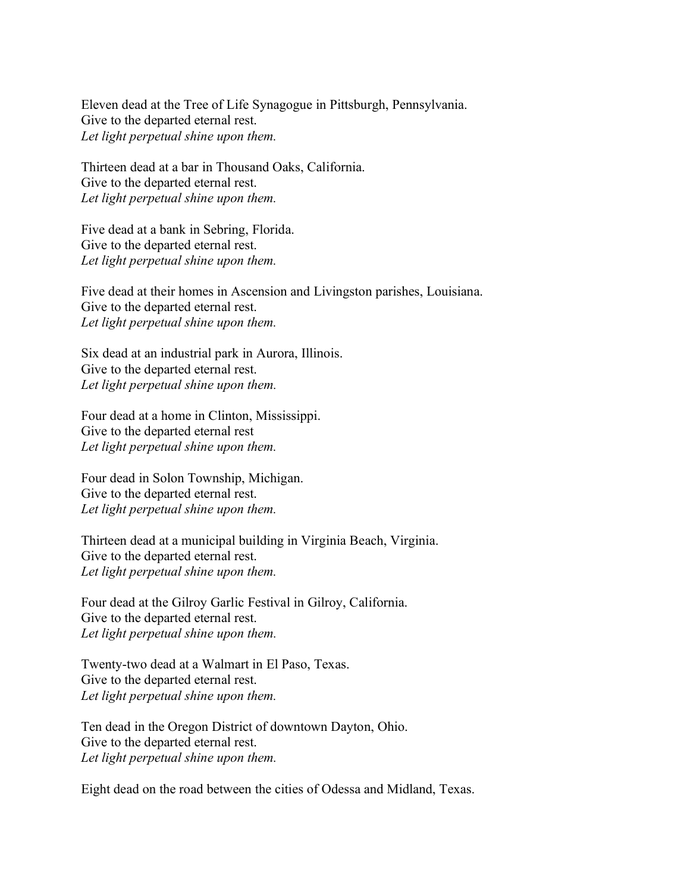Eleven dead at the Tree of Life Synagogue in Pittsburgh, Pennsylvania.
Give to the departed eternal rest.
*Let light perpetual shine upon them.*

Thirteen dead at a bar in Thousand Oaks, California.
Give to the departed eternal rest.
*Let light perpetual shine upon them.*

Five dead at a bank in Sebring, Florida.
Give to the departed eternal rest.
*Let light perpetual shine upon them.*

Five dead at their homes in Ascension and Livingston parishes, Louisiana.
Give to the departed eternal rest.
*Let light perpetual shine upon them.*

Six dead at an industrial park in Aurora, Illinois.
Give to the departed eternal rest.
*Let light perpetual shine upon them.*

Four dead at a home in Clinton, Mississippi.
Give to the departed eternal rest
*Let light perpetual shine upon them.*

Four dead in Solon Township, Michigan.
Give to the departed eternal rest.
*Let light perpetual shine upon them.*

Thirteen dead at a municipal building in Virginia Beach, Virginia.
Give to the departed eternal rest.
*Let light perpetual shine upon them.*

Four dead at the Gilroy Garlic Festival in Gilroy, California.
Give to the departed eternal rest.
*Let light perpetual shine upon them.*

Twenty-two dead at a Walmart in El Paso, Texas.
Give to the departed eternal rest.
*Let light perpetual shine upon them.*

Ten dead in the Oregon District of downtown Dayton, Ohio.
Give to the departed eternal rest.
*Let light perpetual shine upon them.*

Eight dead on the road between the cities of Odessa and Midland, Texas.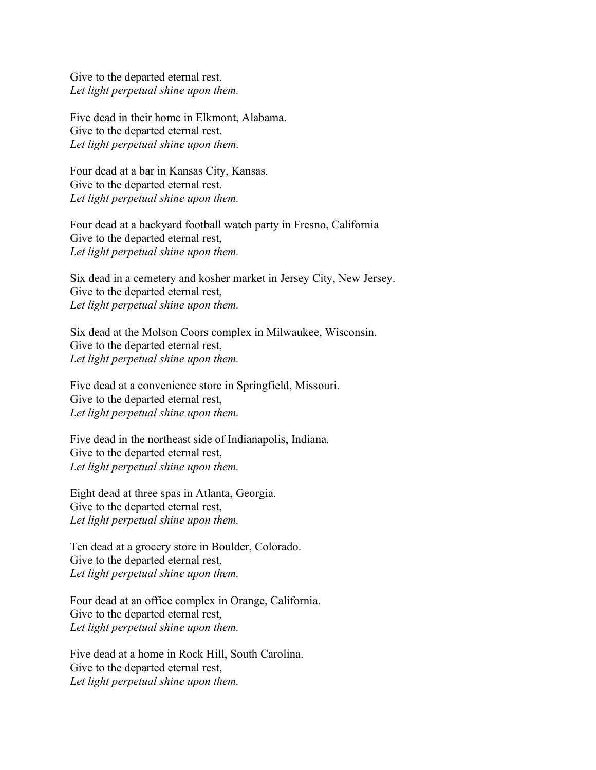Give to the departed eternal rest.  
*Let light perpetual shine upon them.*

Five dead in their home in Elkmont, Alabama.  
Give to the departed eternal rest.  
*Let light perpetual shine upon them.*

Four dead at a bar in Kansas City, Kansas.  
Give to the departed eternal rest.  
*Let light perpetual shine upon them.*

Four dead at a backyard football watch party in Fresno, California  
Give to the departed eternal rest,  
*Let light perpetual shine upon them.*

Six dead in a cemetery and kosher market in Jersey City, New Jersey.  
Give to the departed eternal rest,  
*Let light perpetual shine upon them.*

Six dead at the Molson Coors complex in Milwaukee, Wisconsin.  
Give to the departed eternal rest,  
*Let light perpetual shine upon them.*

Five dead at a convenience store in Springfield, Missouri.  
Give to the departed eternal rest,  
*Let light perpetual shine upon them.*

Five dead in the northeast side of Indianapolis, Indiana.  
Give to the departed eternal rest,  
*Let light perpetual shine upon them.*

Eight dead at three spas in Atlanta, Georgia.  
Give to the departed eternal rest,  
*Let light perpetual shine upon them.*

Ten dead at a grocery store in Boulder, Colorado.  
Give to the departed eternal rest,  
*Let light perpetual shine upon them.*

Four dead at an office complex in Orange, California.  
Give to the departed eternal rest,  
*Let light perpetual shine upon them.*

Five dead at a home in Rock Hill, South Carolina.  
Give to the departed eternal rest,  
*Let light perpetual shine upon them.*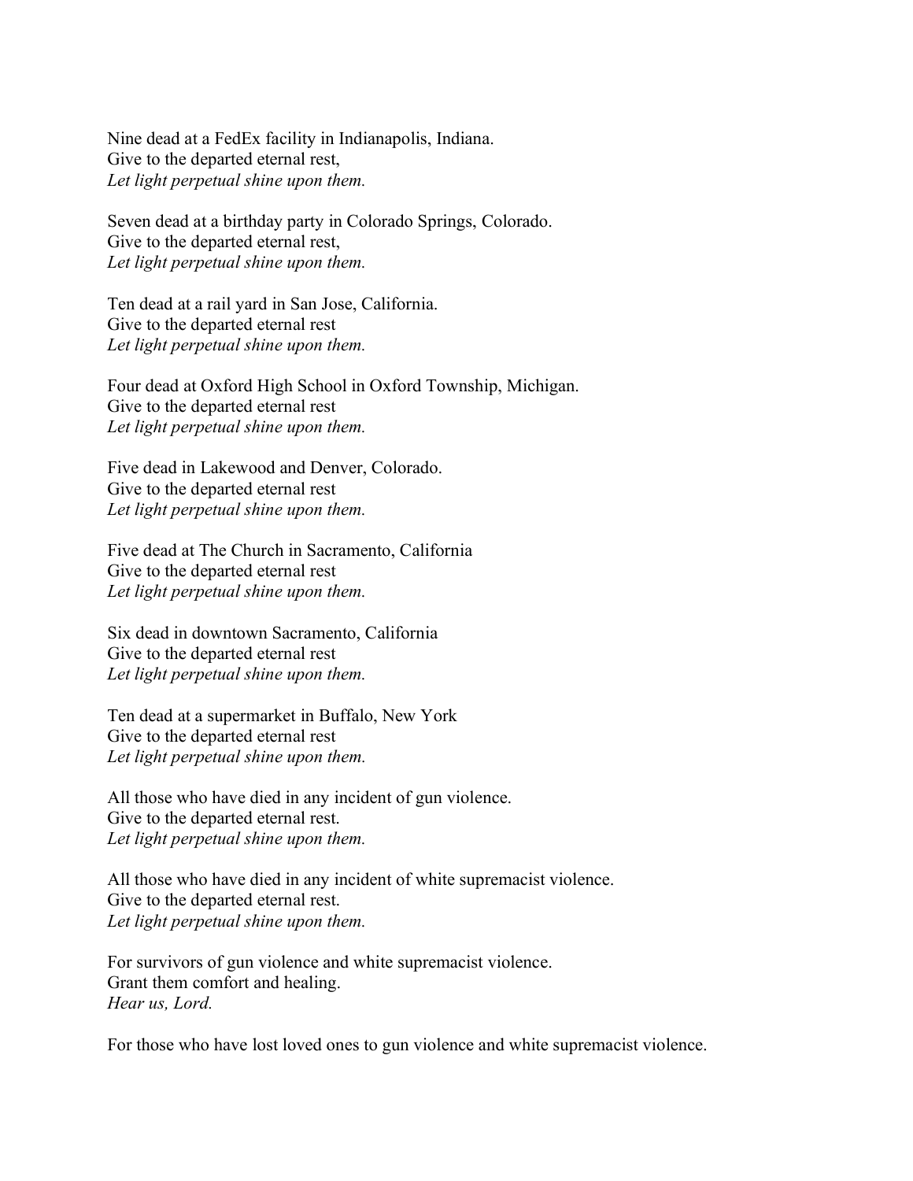Nine dead at a FedEx facility in Indianapolis, Indiana.
Give to the departed eternal rest,
*Let light perpetual shine upon them.*

Seven dead at a birthday party in Colorado Springs, Colorado.
Give to the departed eternal rest,
*Let light perpetual shine upon them.*

Ten dead at a rail yard in San Jose, California.
Give to the departed eternal rest
*Let light perpetual shine upon them.*

Four dead at Oxford High School in Oxford Township, Michigan.
Give to the departed eternal rest
*Let light perpetual shine upon them.*

Five dead in Lakewood and Denver, Colorado.
Give to the departed eternal rest
*Let light perpetual shine upon them.*

Five dead at The Church in Sacramento, California
Give to the departed eternal rest
*Let light perpetual shine upon them.*

Six dead in downtown Sacramento, California
Give to the departed eternal rest
*Let light perpetual shine upon them.*

Ten dead at a supermarket in Buffalo, New York
Give to the departed eternal rest
*Let light perpetual shine upon them.*

All those who have died in any incident of gun violence.
Give to the departed eternal rest.
*Let light perpetual shine upon them.*

All those who have died in any incident of white supremacist violence.
Give to the departed eternal rest.
*Let light perpetual shine upon them.*

For survivors of gun violence and white supremacist violence.
Grant them comfort and healing.
*Hear us, Lord.*

For those who have lost loved ones to gun violence and white supremacist violence.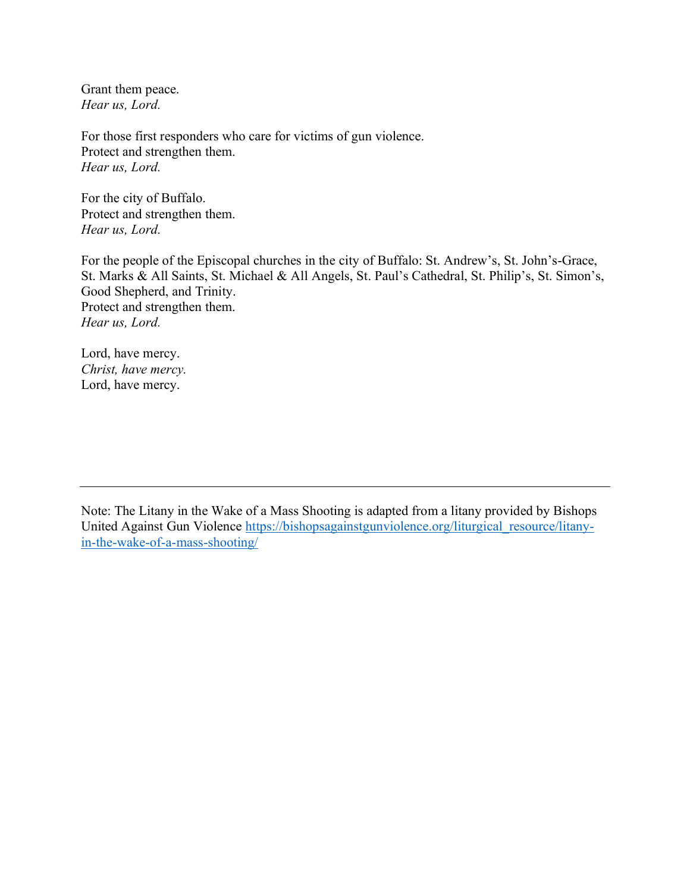Grant them peace.
*Hear us, Lord.*

For those first responders who care for victims of gun violence.
Protect and strengthen them.
*Hear us, Lord.*

For the city of Buffalo.
Protect and strengthen them.
*Hear us, Lord.*

For the people of the Episcopal churches in the city of Buffalo: St. Andrew's, St. John's-Grace, St. Marks & All Saints, St. Michael & All Angels, St. Paul's Cathedral, St. Philip's, St. Simon's, Good Shepherd, and Trinity.
Protect and strengthen them.
*Hear us, Lord.*

Lord, have mercy.
*Christ, have mercy.*
Lord, have mercy.

---

Note: The Litany in the Wake of a Mass Shooting is adapted from a litany provided by Bishops United Against Gun Violence [https://bishopsagainstgunviolence.org/liturgical_resource/litany-in-the-wake-of-a-mass-shooting/](https://bishopsagainstgunviolence.org/liturgical_resource/litany-in-the-wake-of-a-mass-shooting/)